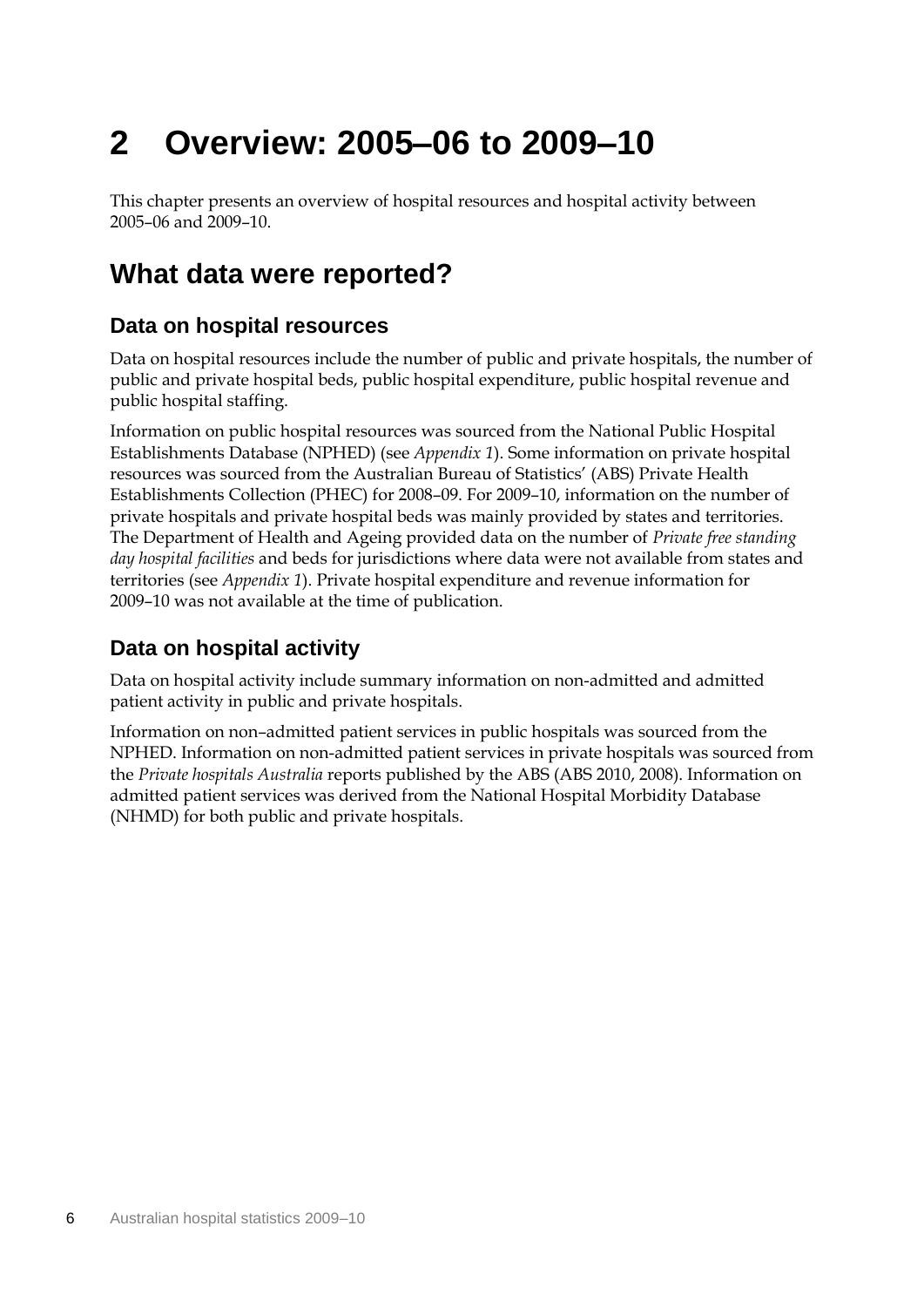# 2 Overview: 2005–06 to 2009–10

This chapter presents an overview of hospital resources and hospital activity between 2005–06 and 2009–10.

## What data were reported?

### Data on hospital resources

Data on hospital resources include the number of public and private hospitals, the number of public and private hospital beds, public hospital expenditure, public hospital revenue and public hospital staffing.

Information on public hospital resources was sourced from the National Public Hospital Establishments Database (NPHED) (see *Appendix 1*). Some information on private hospital resources was sourced from the Australian Bureau of Statistics' (ABS) Private Health Establishments Collection (PHEC) for 2008–09. For 2009–10, information on the number of private hospitals and private hospital beds was mainly provided by states and territories. The Department of Health and Ageing provided data on the number of *Private free standing day hospital facilities* and beds for jurisdictions where data were not available from states and territories (see *Appendix 1*). Private hospital expenditure and revenue information for 2009–10 was not available at the time of publication.

### Data on hospital activity

Data on hospital activity include summary information on non-admitted and admitted patient activity in public and private hospitals.

Information on non–admitted patient services in public hospitals was sourced from the NPHED. Information on non-admitted patient services in private hospitals was sourced from the *Private hospitals Australia* reports published by the ABS (ABS 2010, 2008). Information on admitted patient services was derived from the National Hospital Morbidity Database (NHMD) for both public and private hospitals.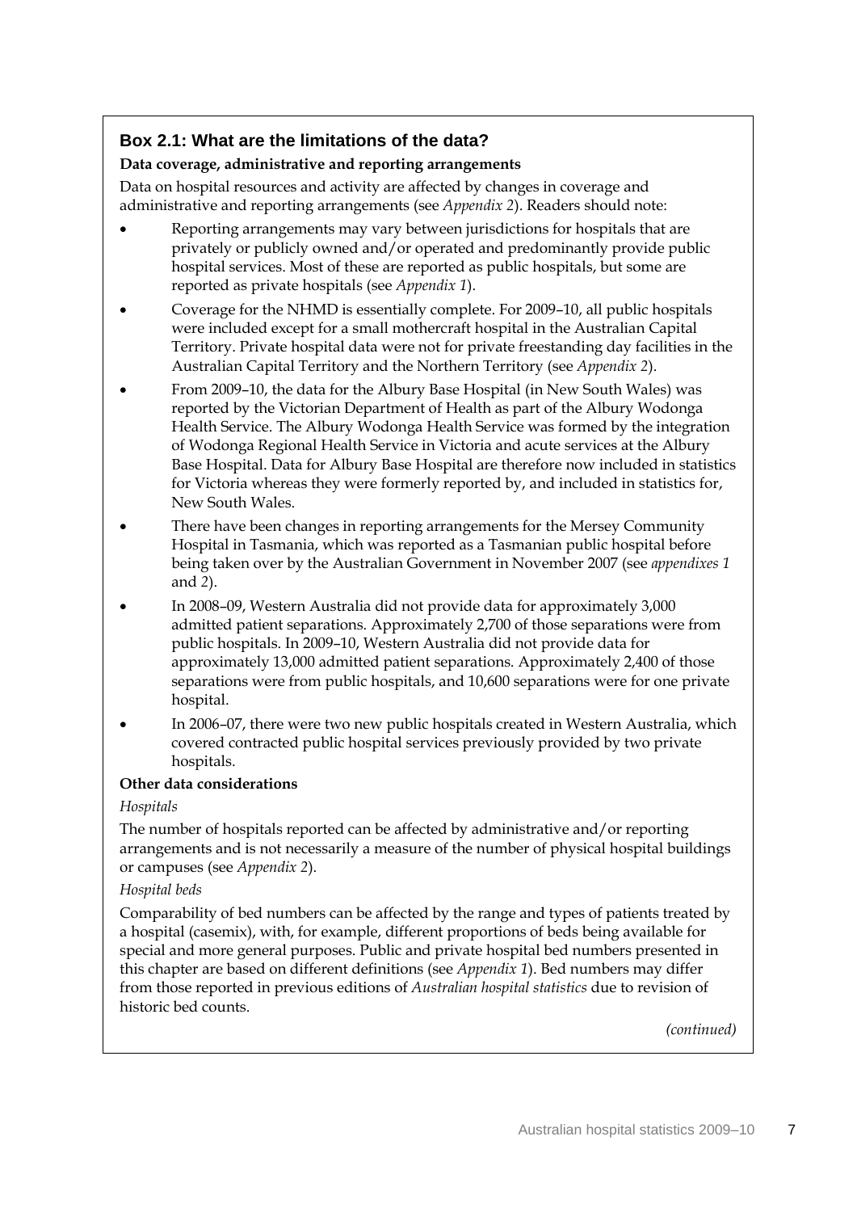### Box 2.1: What are the limitations of the data?

**Data coverage, administrative and reporting arrangements**

Data on hospital resources and activity are affected by changes in coverage and administrative and reporting arrangements (see *Appendix 2*). Readers should note:

- Reporting arrangements may vary between jurisdictions for hospitals that are privately or publicly owned and/or operated and predominantly provide public hospital services. Most of these are reported as public hospitals, but some are reported as private hospitals (see *Appendix 1*).
- Coverage for the NHMD is essentially complete. For 2009–10, all public hospitals were included except for a small mothercraft hospital in the Australian Capital Territory. Private hospital data were not for private freestanding day facilities in the Australian Capital Territory and the Northern Territory (see *Appendix 2*).
- From 2009–10, the data for the Albury Base Hospital (in New South Wales) was reported by the Victorian Department of Health as part of the Albury Wodonga Health Service. The Albury Wodonga Health Service was formed by the integration of Wodonga Regional Health Service in Victoria and acute services at the Albury Base Hospital. Data for Albury Base Hospital are therefore now included in statistics for Victoria whereas they were formerly reported by, and included in statistics for, New South Wales.
- There have been changes in reporting arrangements for the Mersey Community Hospital in Tasmania, which was reported as a Tasmanian public hospital before being taken over by the Australian Government in November 2007 (see *appendixes 1* and *2*).
- In 2008–09, Western Australia did not provide data for approximately 3,000 admitted patient separations. Approximately 2,700 of those separations were from public hospitals. In 2009–10, Western Australia did not provide data for approximately 13,000 admitted patient separations. Approximately 2,400 of those separations were from public hospitals, and 10,600 separations were for one private hospital.
- In 2006–07, there were two new public hospitals created in Western Australia, which covered contracted public hospital services previously provided by two private hospitals.

**Other data considerations**

*Hospitals*

The number of hospitals reported can be affected by administrative and/or reporting arrangements and is not necessarily a measure of the number of physical hospital buildings or campuses (see *Appendix 2*).

*Hospital beds*

Comparability of bed numbers can be affected by the range and types of patients treated by a hospital (casemix), with, for example, different proportions of beds being available for special and more general purposes. Public and private hospital bed numbers presented in this chapter are based on different definitions (see *Appendix 1*). Bed numbers may differ from those reported in previous editions of *Australian hospital statistics* due to revision of historic bed counts.

*(continued)*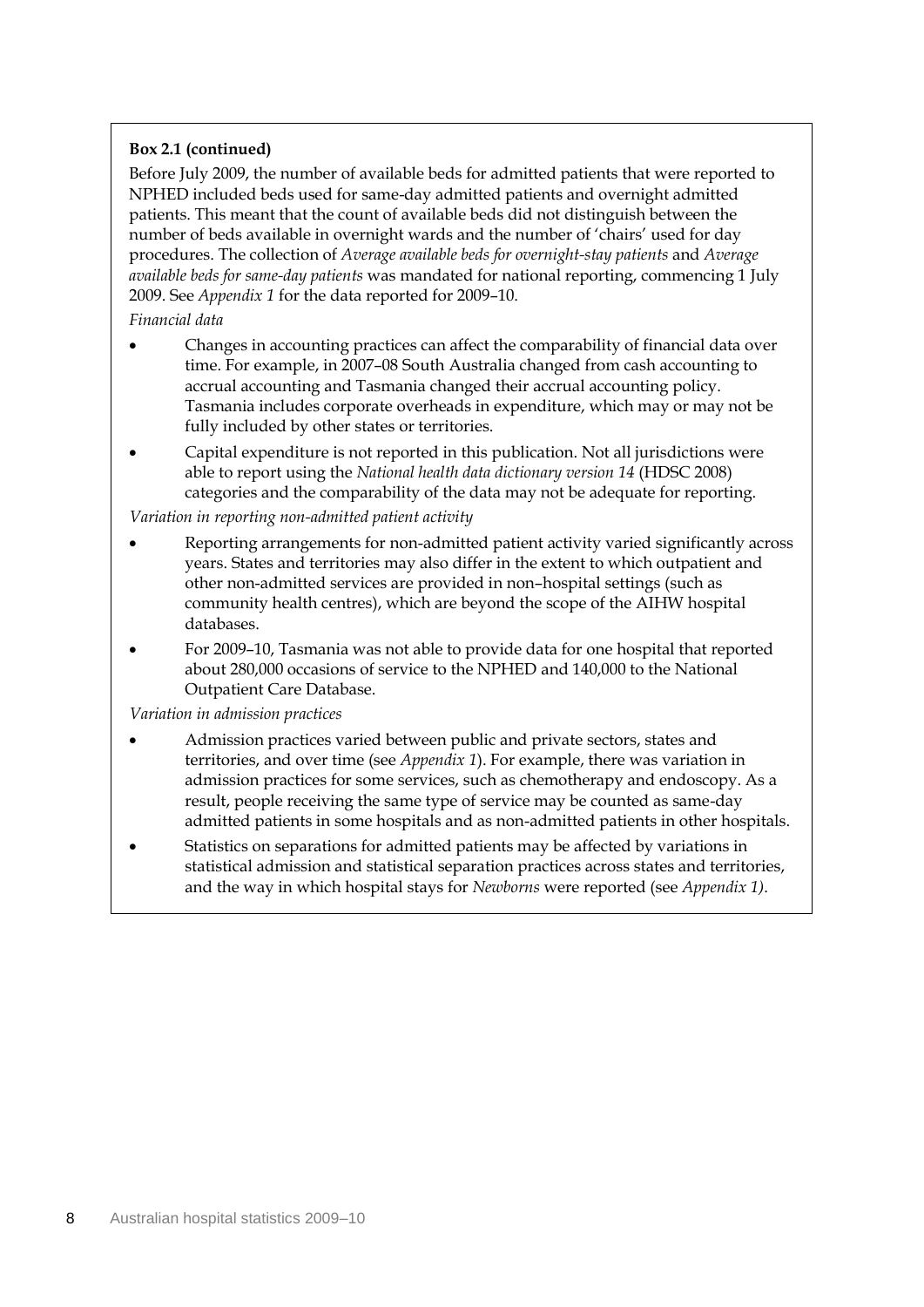**Box 2.1 (continued)**

Before July 2009, the number of available beds for admitted patients that were reported to NPHED included beds used for same-day admitted patients and overnight admitted patients. This meant that the count of available beds did not distinguish between the number of beds available in overnight wards and the number of 'chairs' used for day procedures. The collection of *Average available beds for overnight-stay patients* and *Average available beds for same-day patients* was mandated for national reporting, commencing 1 July 2009. See *Appendix 1* for the data reported for 2009–10.

*Financial data*

- Changes in accounting practices can affect the comparability of financial data over time. For example, in 2007–08 South Australia changed from cash accounting to accrual accounting and Tasmania changed their accrual accounting policy. Tasmania includes corporate overheads in expenditure, which may or may not be fully included by other states or territories.
- Capital expenditure is not reported in this publication. Not all jurisdictions were able to report using the *National health data dictionary version 14* (HDSC 2008) categories and the comparability of the data may not be adequate for reporting.

*Variation in reporting non-admitted patient activity*

- Reporting arrangements for non-admitted patient activity varied significantly across years. States and territories may also differ in the extent to which outpatient and other non-admitted services are provided in non–hospital settings (such as community health centres), which are beyond the scope of the AIHW hospital databases.
- For 2009–10, Tasmania was not able to provide data for one hospital that reported about 280,000 occasions of service to the NPHED and 140,000 to the National Outpatient Care Database.

*Variation in admission practices*

- Admission practices varied between public and private sectors, states and territories, and over time (see *Appendix 1*). For example, there was variation in admission practices for some services, such as chemotherapy and endoscopy. As a result, people receiving the same type of service may be counted as same-day admitted patients in some hospitals and as non-admitted patients in other hospitals.
- Statistics on separations for admitted patients may be affected by variations in statistical admission and statistical separation practices across states and territories, and the way in which hospital stays for *Newborns* were reported (see *Appendix 1)*.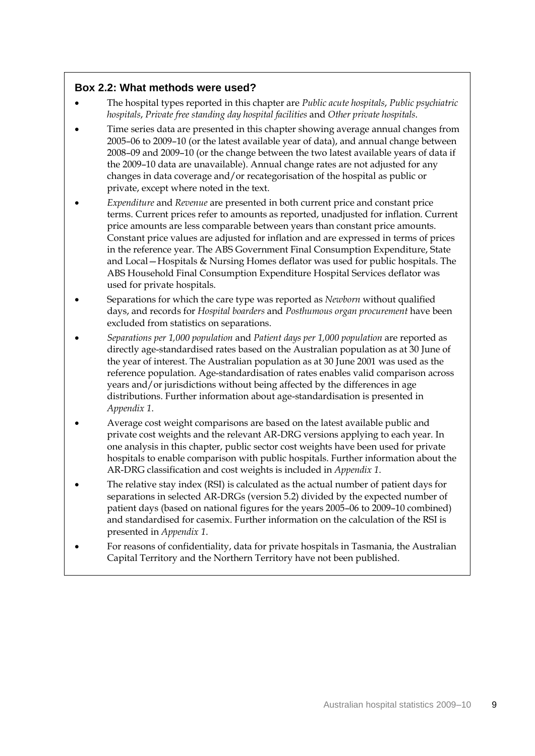### Box 2.2: What methods were used?

- The hospital types reported in this chapter are *Public acute hospitals*, *Public psychiatric hospitals*, *Private free standing day hospital facilities* and *Other private hospitals*.
- Time series data are presented in this chapter showing average annual changes from 2005–06 to 2009–10 (or the latest available year of data), and annual change between 2008–09 and 2009–10 (or the change between the two latest available years of data if the 2009–10 data are unavailable). Annual change rates are not adjusted for any changes in data coverage and/or recategorisation of the hospital as public or private, except where noted in the text.
- *Expenditure* and *Revenue* are presented in both current price and constant price terms. Current prices refer to amounts as reported, unadjusted for inflation. Current price amounts are less comparable between years than constant price amounts. Constant price values are adjusted for inflation and are expressed in terms of prices in the reference year. The ABS Government Final Consumption Expenditure, State and Local—Hospitals & Nursing Homes deflator was used for public hospitals. The ABS Household Final Consumption Expenditure Hospital Services deflator was used for private hospitals.
- Separations for which the care type was reported as *Newborn* without qualified days, and records for *Hospital boarders* and *Posthumous organ procurement* have been excluded from statistics on separations.
- *Separations per 1,000 population* and *Patient days per 1,000 population* are reported as directly age-standardised rates based on the Australian population as at 30 June of the year of interest. The Australian population as at 30 June 2001 was used as the reference population. Age-standardisation of rates enables valid comparison across years and/or jurisdictions without being affected by the differences in age distributions. Further information about age-standardisation is presented in *Appendix 1*.
- Average cost weight comparisons are based on the latest available public and private cost weights and the relevant AR-DRG versions applying to each year. In one analysis in this chapter, public sector cost weights have been used for private hospitals to enable comparison with public hospitals. Further information about the AR-DRG classification and cost weights is included in *Appendix 1*.
- The relative stay index (RSI) is calculated as the actual number of patient days for separations in selected AR-DRGs (version 5.2) divided by the expected number of patient days (based on national figures for the years 2005–06 to 2009–10 combined) and standardised for casemix. Further information on the calculation of the RSI is presented in *Appendix 1*.
- For reasons of confidentiality, data for private hospitals in Tasmania, the Australian Capital Territory and the Northern Territory have not been published.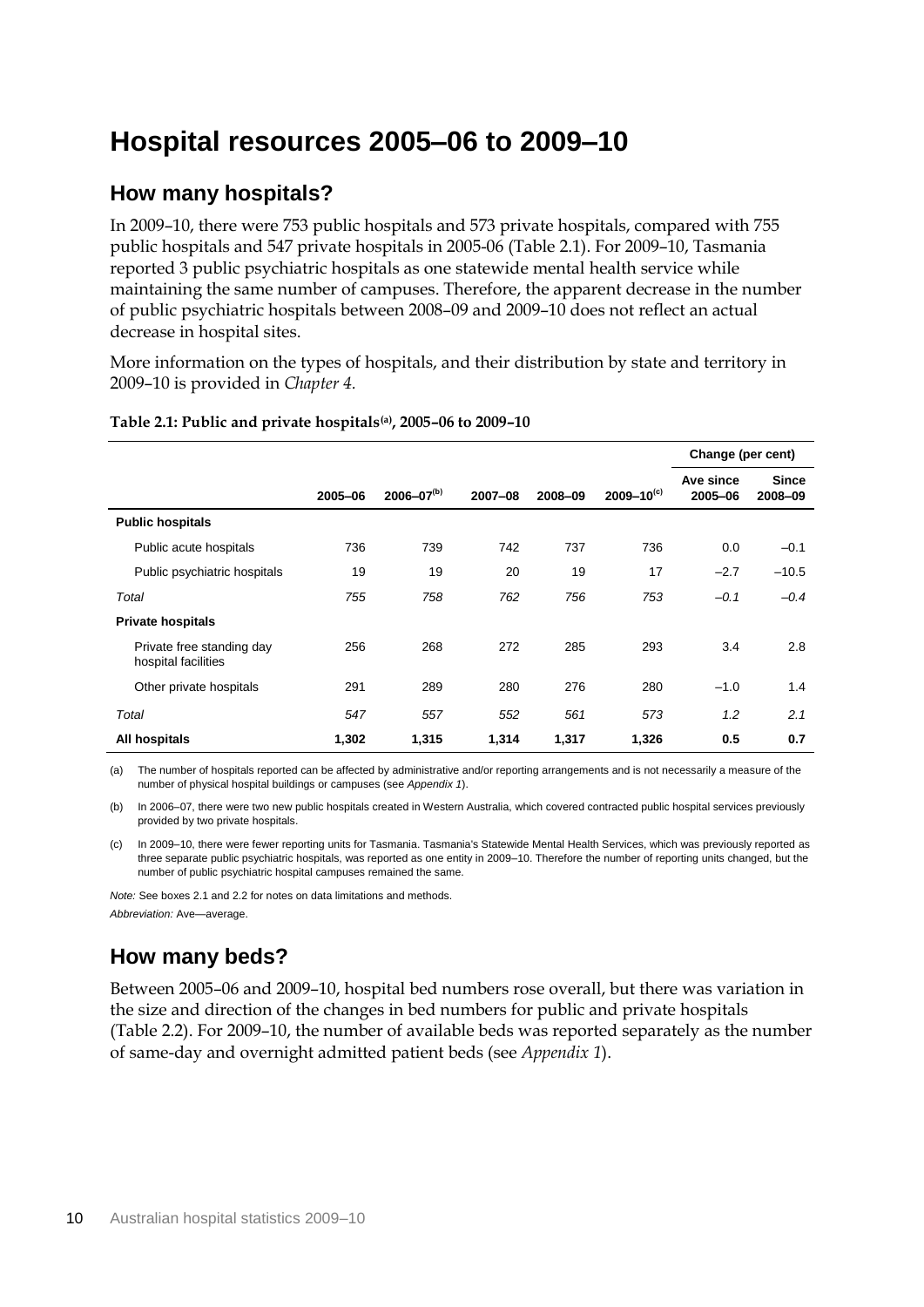# Hospital resources 2005–06 to 2009–10

## How many hospitals?

In 2009–10, there were 753 public hospitals and 573 private hospitals, compared with 755 public hospitals and 547 private hospitals in 2005-06 (Table 2.1). For 2009–10, Tasmania reported 3 public psychiatric hospitals as one statewide mental health service while maintaining the same number of campuses. Therefore, the apparent decrease in the number of public psychiatric hospitals between 2008–09 and 2009–10 does not reflect an actual decrease in hospital sites.

More information on the types of hospitals, and their distribution by state and territory in 2009–10 is provided in *Chapter 4*.

**Table 2.1: Public and private hospitals[(a)], 2005–06 to 2009–10**

| | | | | | | Change (per cent) | |
|---|---|---|---|---|---|---|---|
| | 2005–06 | 2006–07[(b)] | 2007–08 | 2008–09 | 2009–10[(c)] | Ave since 2005–06 | Since 2008–09 |
| **Public hospitals** | | | | | | | |
| Public acute hospitals | 736 | 739 | 742 | 737 | 736 | 0.0 | –0.1 |
| Public psychiatric hospitals | 19 | 19 | 20 | 19 | 17 | –2.7 | –10.5 |
| *Total* | *755* | *758* | *762* | *756* | *753* | *–0.1* | *–0.4* |
| **Private hospitals** | | | | | | | |
| Private free standing day hospital facilities | 256 | 268 | 272 | 285 | 293 | 3.4 | 2.8 |
| Other private hospitals | 291 | 289 | 280 | 276 | 280 | –1.0 | 1.4 |
| *Total* | *547* | *557* | *552* | *561* | *573* | *1.2* | *2.1* |
| **All hospitals** | **1,302** | **1,315** | **1,314** | **1,317** | **1,326** | **0.5** | **0.7** |

(a) The number of hospitals reported can be affected by administrative and/or reporting arrangements and is not necessarily a measure of the number of physical hospital buildings or campuses (see *Appendix 1*).

(b) In 2006–07, there were two new public hospitals created in Western Australia, which covered contracted public hospital services previously provided by two private hospitals.

(c) In 2009–10, there were fewer reporting units for Tasmania. Tasmania's Statewide Mental Health Services, which was previously reported as three separate public psychiatric hospitals, was reported as one entity in 2009–10. Therefore the number of reporting units changed, but the number of public psychiatric hospital campuses remained the same.

*Note:* See boxes 2.1 and 2.2 for notes on data limitations and methods.

*Abbreviation:* Ave—average.

## How many beds?

Between 2005–06 and 2009–10, hospital bed numbers rose overall, but there was variation in the size and direction of the changes in bed numbers for public and private hospitals (Table 2.2). For 2009–10, the number of available beds was reported separately as the number of same-day and overnight admitted patient beds (see *Appendix 1*).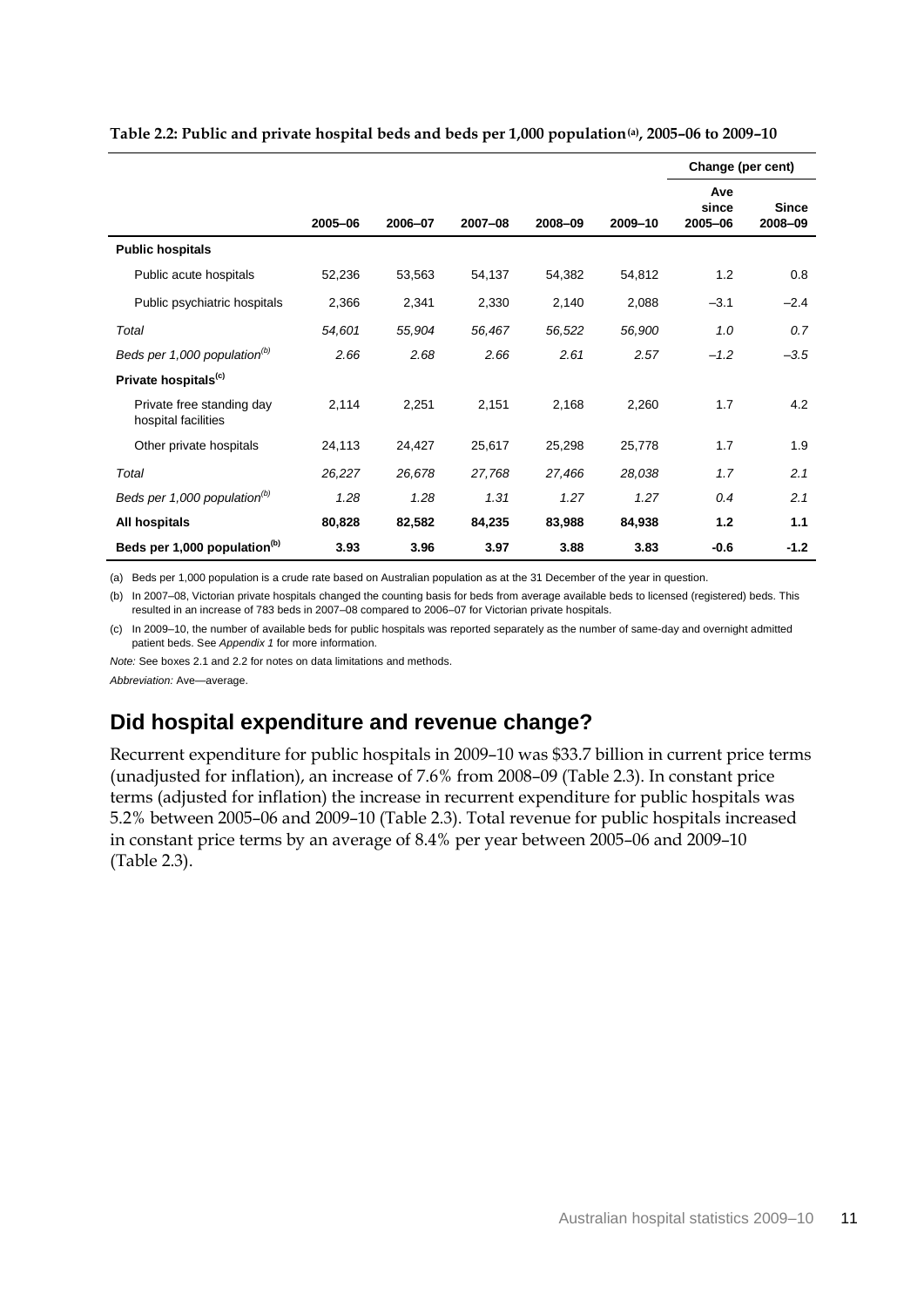**Table 2.2: Public and private hospital beds and beds per 1,000 population(a), 2005–06 to 2009–10**

| | 2005–06 | 2006–07 | 2007–08 | 2008–09 | 2009–10 | Change (per cent) Ave since 2005–06 | Since 2008–09 |
|---|---|---|---|---|---|---|---|
| **Public hospitals** | | | | | | | |
| Public acute hospitals | 52,236 | 53,563 | 54,137 | 54,382 | 54,812 | 1.2 | 0.8 |
| Public psychiatric hospitals | 2,366 | 2,341 | 2,330 | 2,140 | 2,088 | –3.1 | –2.4 |
| *Total* | *54,601* | *55,904* | *56,467* | *56,522* | *56,900* | *1.0* | *0.7* |
| *Beds per 1,000 population(b)* | *2.66* | *2.68* | *2.66* | *2.61* | *2.57* | *–1.2* | *–3.5* |
| **Private hospitals(c)** | | | | | | | |
| Private free standing day hospital facilities | 2,114 | 2,251 | 2,151 | 2,168 | 2,260 | 1.7 | 4.2 |
| Other private hospitals | 24,113 | 24,427 | 25,617 | 25,298 | 25,778 | 1.7 | 1.9 |
| *Total* | *26,227* | *26,678* | *27,768* | *27,466* | *28,038* | *1.7* | *2.1* |
| *Beds per 1,000 population(b)* | *1.28* | *1.28* | *1.31* | *1.27* | *1.27* | *0.4* | *2.1* |
| **All hospitals** | **80,828** | **82,582** | **84,235** | **83,988** | **84,938** | **1.2** | **1.1** |
| **Beds per 1,000 population(b)** | **3.93** | **3.96** | **3.97** | **3.88** | **3.83** | **-0.6** | **-1.2** |

(a) Beds per 1,000 population is a crude rate based on Australian population as at the 31 December of the year in question.

(b) In 2007–08, Victorian private hospitals changed the counting basis for beds from average available beds to licensed (registered) beds. This resulted in an increase of 783 beds in 2007–08 compared to 2006–07 for Victorian private hospitals.

(c) In 2009–10, the number of available beds for public hospitals was reported separately as the number of same-day and overnight admitted patient beds. See *Appendix 1* for more information.

*Note:* See boxes 2.1 and 2.2 for notes on data limitations and methods.

*Abbreviation:* Ave—average.

## Did hospital expenditure and revenue change?

Recurrent expenditure for public hospitals in 2009–10 was $33.7 billion in current price terms (unadjusted for inflation), an increase of 7.6% from 2008–09 (Table 2.3). In constant price terms (adjusted for inflation) the increase in recurrent expenditure for public hospitals was 5.2% between 2005–06 and 2009–10 (Table 2.3). Total revenue for public hospitals increased in constant price terms by an average of 8.4% per year between 2005–06 and 2009–10 (Table 2.3).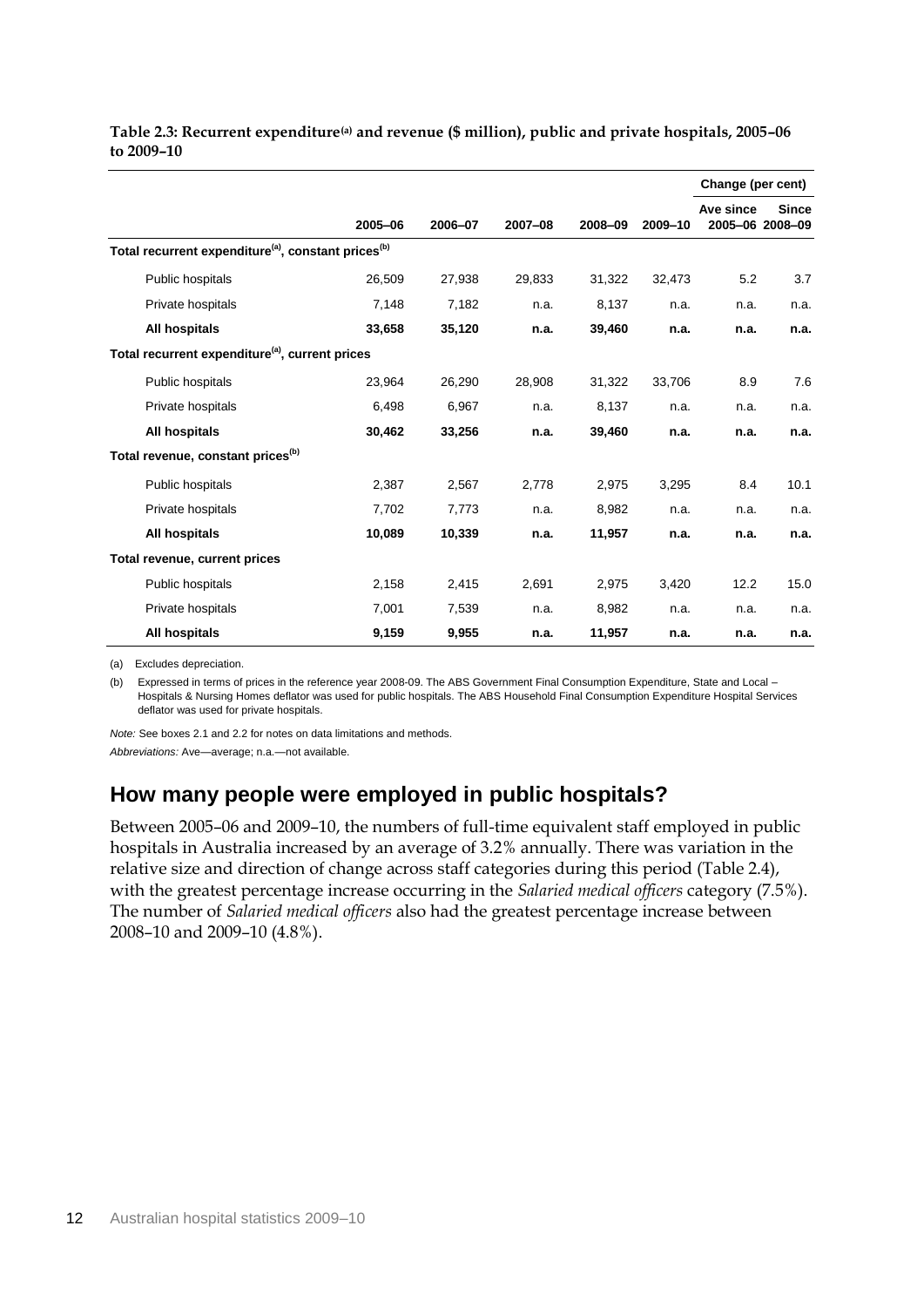**Table 2.3: Recurrent expenditure[(a)] and revenue ($ million), public and private hospitals, 2005–06 to 2009–10**

| | 2005–06 | 2006–07 | 2007–08 | 2008–09 | 2009–10 | Change (per cent) Ave since 2005–06 | Since 2008–09 |
|---|---|---|---|---|---|---|---|
| **Total recurrent expenditure[(a)], constant prices[(b)]** | | | | | | | |
| Public hospitals | 26,509 | 27,938 | 29,833 | 31,322 | 32,473 | 5.2 | 3.7 |
| Private hospitals | 7,148 | 7,182 | n.a. | 8,137 | n.a. | n.a. | n.a. |
| **All hospitals** | **33,658** | **35,120** | **n.a.** | **39,460** | **n.a.** | **n.a.** | **n.a.** |
| **Total recurrent expenditure[(a)], current prices** | | | | | | | |
| Public hospitals | 23,964 | 26,290 | 28,908 | 31,322 | 33,706 | 8.9 | 7.6 |
| Private hospitals | 6,498 | 6,967 | n.a. | 8,137 | n.a. | n.a. | n.a. |
| **All hospitals** | **30,462** | **33,256** | **n.a.** | **39,460** | **n.a.** | **n.a.** | **n.a.** |
| **Total revenue, constant prices[(b)]** | | | | | | | |
| Public hospitals | 2,387 | 2,567 | 2,778 | 2,975 | 3,295 | 8.4 | 10.1 |
| Private hospitals | 7,702 | 7,773 | n.a. | 8,982 | n.a. | n.a. | n.a. |
| **All hospitals** | **10,089** | **10,339** | **n.a.** | **11,957** | **n.a.** | **n.a.** | **n.a.** |
| **Total revenue, current prices** | | | | | | | |
| Public hospitals | 2,158 | 2,415 | 2,691 | 2,975 | 3,420 | 12.2 | 15.0 |
| Private hospitals | 7,001 | 7,539 | n.a. | 8,982 | n.a. | n.a. | n.a. |
| **All hospitals** | **9,159** | **9,955** | **n.a.** | **11,957** | **n.a.** | **n.a.** | **n.a.** |

(a) Excludes depreciation.

(b) Expressed in terms of prices in the reference year 2008-09. The ABS Government Final Consumption Expenditure, State and Local – Hospitals & Nursing Homes deflator was used for public hospitals. The ABS Household Final Consumption Expenditure Hospital Services deflator was used for private hospitals.

*Note:* See boxes 2.1 and 2.2 for notes on data limitations and methods.

*Abbreviations:* Ave—average; n.a.—not available.

## How many people were employed in public hospitals?

Between 2005–06 and 2009–10, the numbers of full-time equivalent staff employed in public hospitals in Australia increased by an average of 3.2% annually. There was variation in the relative size and direction of change across staff categories during this period (Table 2.4), with the greatest percentage increase occurring in the *Salaried medical officers* category (7.5%). The number of *Salaried medical officers* also had the greatest percentage increase between 2008–10 and 2009–10 (4.8%).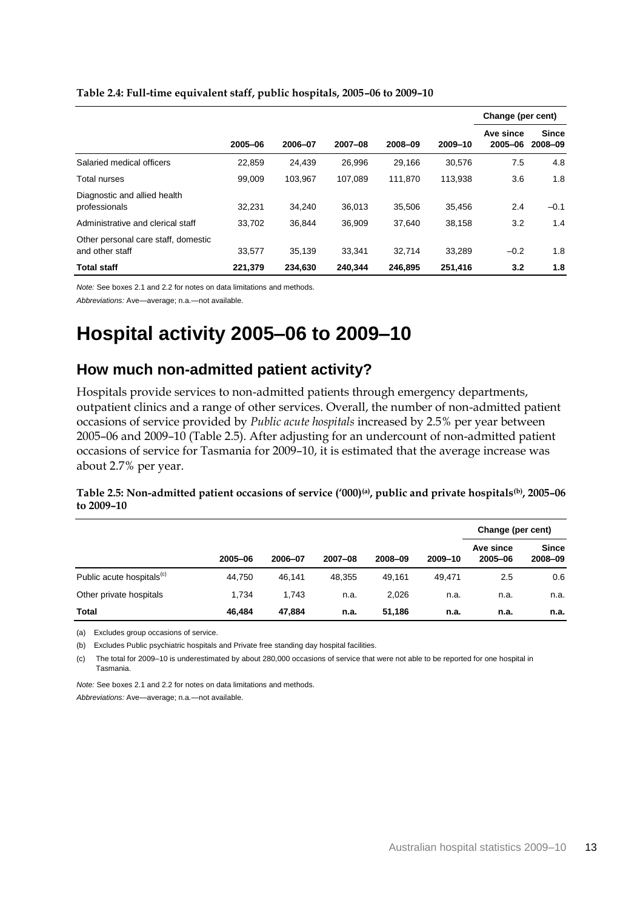**Table 2.4: Full-time equivalent staff, public hospitals, 2005–06 to 2009–10**

| | | | | | | Change (per cent) | |
|---|---|---|---|---|---|---|---|
| | 2005–06 | 2006–07 | 2007–08 | 2008–09 | 2009–10 | Ave since 2005–06 | Since 2008–09 |
| Salaried medical officers | 22,859 | 24,439 | 26,996 | 29,166 | 30,576 | 7.5 | 4.8 |
| Total nurses | 99,009 | 103,967 | 107,089 | 111,870 | 113,938 | 3.6 | 1.8 |
| Diagnostic and allied health professionals | 32,231 | 34,240 | 36,013 | 35,506 | 35,456 | 2.4 | –0.1 |
| Administrative and clerical staff | 33,702 | 36,844 | 36,909 | 37,640 | 38,158 | 3.2 | 1.4 |
| Other personal care staff, domestic and other staff | 33,577 | 35,139 | 33,341 | 32,714 | 33,289 | –0.2 | 1.8 |
| **Total staff** | **221,379** | **234,630** | **240,344** | **246,895** | **251,416** | **3.2** | **1.8** |

*Note:* See boxes 2.1 and 2.2 for notes on data limitations and methods.

*Abbreviations:* Ave—average; n.a.—not available.

# Hospital activity 2005–06 to 2009–10

## How much non-admitted patient activity?

Hospitals provide services to non-admitted patients through emergency departments, outpatient clinics and a range of other services. Overall, the number of non-admitted patient occasions of service provided by *Public acute hospitals* increased by 2.5% per year between 2005–06 and 2009–10 (Table 2.5). After adjusting for an undercount of non-admitted patient occasions of service for Tasmania for 2009–10, it is estimated that the average increase was about 2.7% per year.

**Table 2.5: Non-admitted patient occasions of service ('000)[(a)], public and private hospitals[(b)], 2005–06 to 2009–10**

| | | | | | | Change (per cent) | |
|---|---|---|---|---|---|---|---|
| | 2005–06 | 2006–07 | 2007–08 | 2008–09 | 2009–10 | Ave since 2005–06 | Since 2008–09 |
| Public acute hospitals[(c)] | 44,750 | 46,141 | 48,355 | 49,161 | 49,471 | 2.5 | 0.6 |
| Other private hospitals | 1,734 | 1,743 | n.a. | 2,026 | n.a. | n.a. | n.a. |
| **Total** | **46,484** | **47,884** | **n.a.** | **51,186** | **n.a.** | **n.a.** | **n.a.** |

(a) Excludes group occasions of service.

(b) Excludes Public psychiatric hospitals and Private free standing day hospital facilities.

(c) The total for 2009–10 is underestimated by about 280,000 occasions of service that were not able to be reported for one hospital in Tasmania.

*Note:* See boxes 2.1 and 2.2 for notes on data limitations and methods.

*Abbreviations:* Ave—average; n.a.—not available.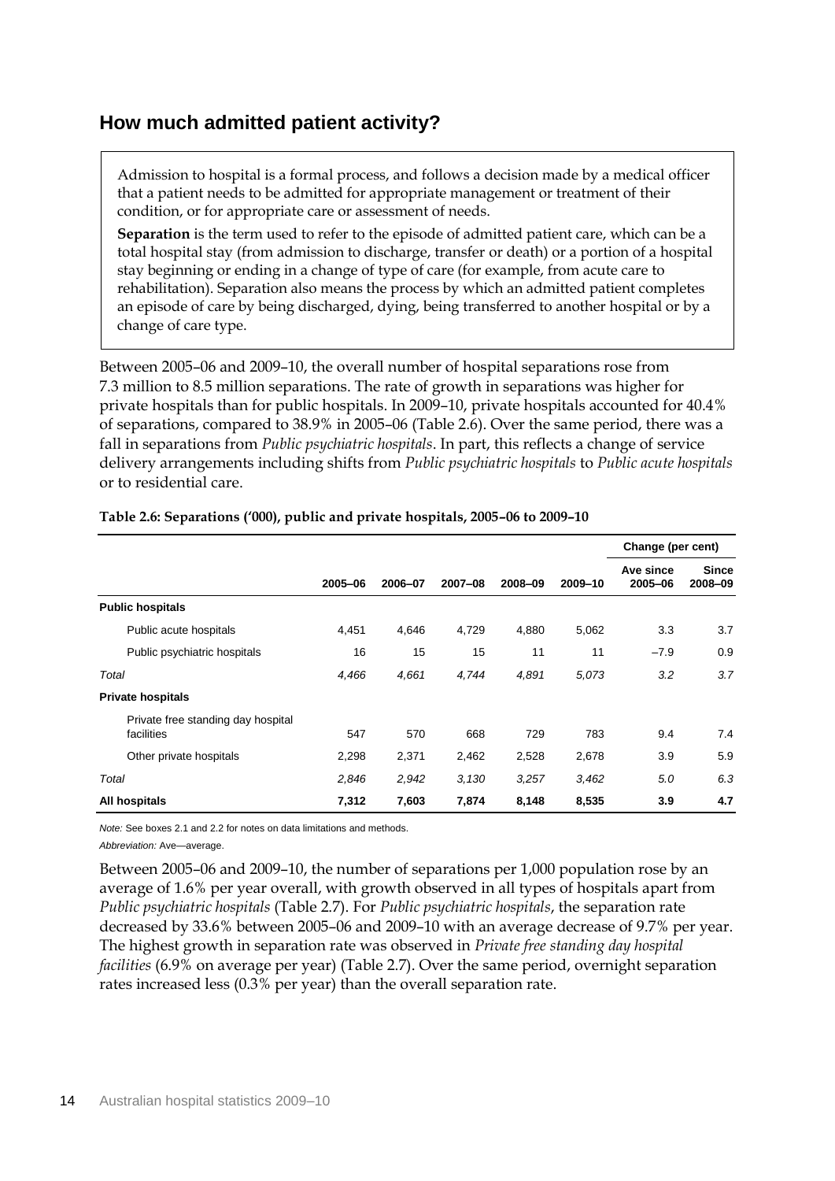## How much admitted patient activity?

Admission to hospital is a formal process, and follows a decision made by a medical officer that a patient needs to be admitted for appropriate management or treatment of their condition, or for appropriate care or assessment of needs.

**Separation** is the term used to refer to the episode of admitted patient care, which can be a total hospital stay (from admission to discharge, transfer or death) or a portion of a hospital stay beginning or ending in a change of type of care (for example, from acute care to rehabilitation). Separation also means the process by which an admitted patient completes an episode of care by being discharged, dying, being transferred to another hospital or by a change of care type.

Between 2005–06 and 2009–10, the overall number of hospital separations rose from 7.3 million to 8.5 million separations. The rate of growth in separations was higher for private hospitals than for public hospitals. In 2009–10, private hospitals accounted for 40.4% of separations, compared to 38.9% in 2005–06 (Table 2.6). Over the same period, there was a fall in separations from *Public psychiatric hospitals*. In part, this reflects a change of service delivery arrangements including shifts from *Public psychiatric hospitals* to *Public acute hospitals* or to residential care.

**Table 2.6: Separations ('000), public and private hospitals, 2005–06 to 2009–10**

| | | | | | | Change (per cent) | |
|---|---|---|---|---|---|---|---|
| | 2005–06 | 2006–07 | 2007–08 | 2008–09 | 2009–10 | Ave since 2005–06 | Since 2008–09 |
| **Public hospitals** | | | | | | | |
| Public acute hospitals | 4,451 | 4,646 | 4,729 | 4,880 | 5,062 | 3.3 | 3.7 |
| Public psychiatric hospitals | 16 | 15 | 15 | 11 | 11 | −7.9 | 0.9 |
| *Total* | *4,466* | *4,661* | *4,744* | *4,891* | *5,073* | *3.2* | *3.7* |
| **Private hospitals** | | | | | | | |
| Private free standing day hospital facilities | 547 | 570 | 668 | 729 | 783 | 9.4 | 7.4 |
| Other private hospitals | 2,298 | 2,371 | 2,462 | 2,528 | 2,678 | 3.9 | 5.9 |
| *Total* | *2,846* | *2,942* | *3,130* | *3,257* | *3,462* | *5.0* | *6.3* |
| **All hospitals** | **7,312** | **7,603** | **7,874** | **8,148** | **8,535** | **3.9** | **4.7** |

*Note:* See boxes 2.1 and 2.2 for notes on data limitations and methods.

*Abbreviation:* Ave—average.

Between 2005–06 and 2009–10, the number of separations per 1,000 population rose by an average of 1.6% per year overall, with growth observed in all types of hospitals apart from *Public psychiatric hospitals* (Table 2.7). For *Public psychiatric hospitals*, the separation rate decreased by 33.6% between 2005–06 and 2009–10 with an average decrease of 9.7% per year. The highest growth in separation rate was observed in *Private free standing day hospital facilities* (6.9% on average per year) (Table 2.7). Over the same period, overnight separation rates increased less (0.3% per year) than the overall separation rate.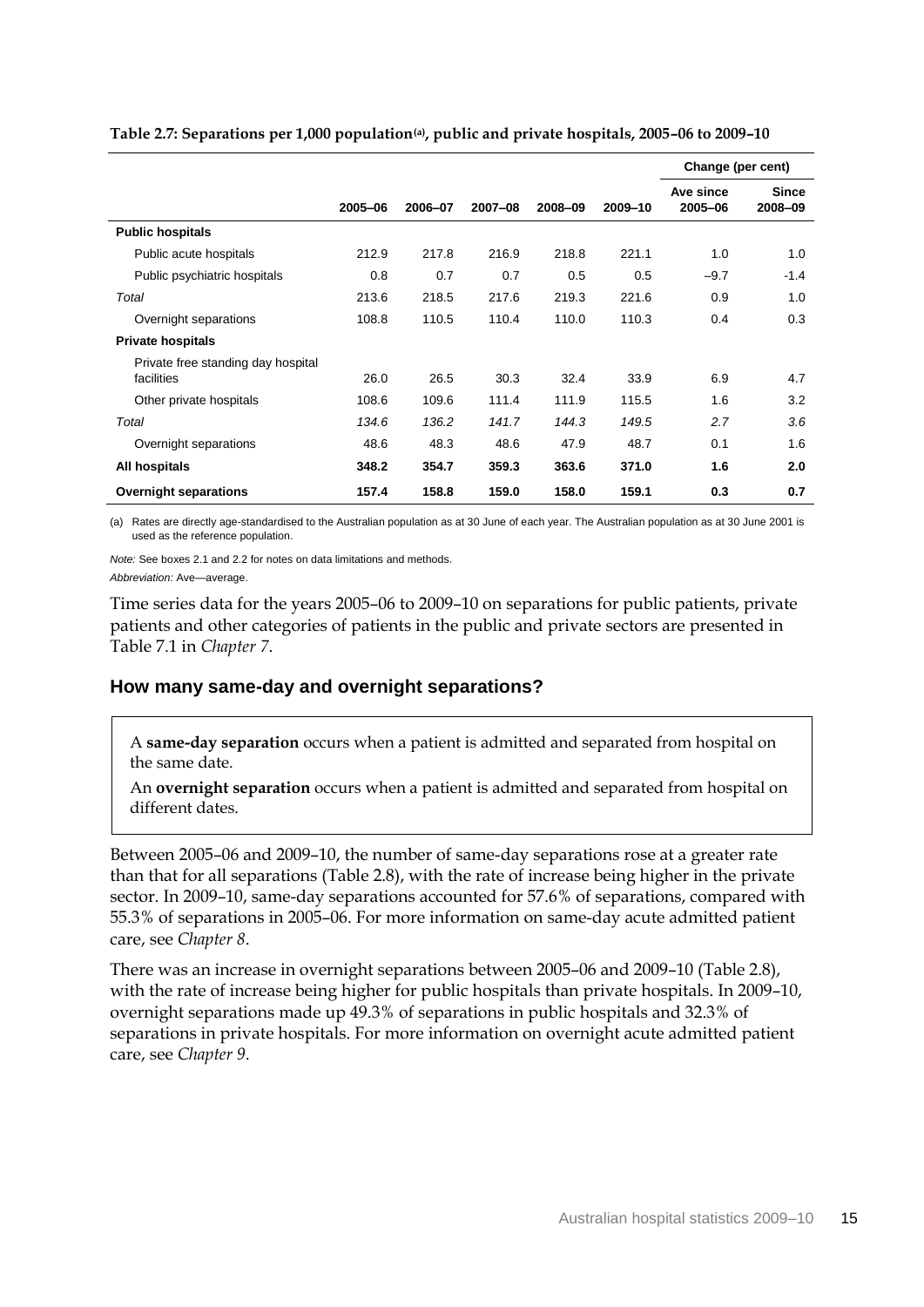**Table 2.7: Separations per 1,000 population[(a)], public and private hospitals, 2005–06 to 2009–10**

| | 2005–06 | 2006–07 | 2007–08 | 2008–09 | 2009–10 | Change (per cent) Ave since 2005–06 | Change (per cent) Since 2008–09 |
|---|---|---|---|---|---|---|---|
| **Public hospitals** | | | | | | | |
| Public acute hospitals | 212.9 | 217.8 | 216.9 | 218.8 | 221.1 | 1.0 | 1.0 |
| Public psychiatric hospitals | 0.8 | 0.7 | 0.7 | 0.5 | 0.5 | –9.7 | -1.4 |
| *Total* | 213.6 | 218.5 | 217.6 | 219.3 | 221.6 | 0.9 | 1.0 |
| Overnight separations | 108.8 | 110.5 | 110.4 | 110.0 | 110.3 | 0.4 | 0.3 |
| **Private hospitals** | | | | | | | |
| Private free standing day hospital facilities | 26.0 | 26.5 | 30.3 | 32.4 | 33.9 | 6.9 | 4.7 |
| Other private hospitals | 108.6 | 109.6 | 111.4 | 111.9 | 115.5 | 1.6 | 3.2 |
| *Total* | *134.6* | *136.2* | *141.7* | *144.3* | *149.5* | *2.7* | *3.6* |
| Overnight separations | 48.6 | 48.3 | 48.6 | 47.9 | 48.7 | 0.1 | 1.6 |
| **All hospitals** | **348.2** | **354.7** | **359.3** | **363.6** | **371.0** | **1.6** | **2.0** |
| **Overnight separations** | **157.4** | **158.8** | **159.0** | **158.0** | **159.1** | **0.3** | **0.7** |

(a) Rates are directly age-standardised to the Australian population as at 30 June of each year. The Australian population as at 30 June 2001 is used as the reference population.

*Note:* See boxes 2.1 and 2.2 for notes on data limitations and methods.

*Abbreviation:* Ave—average.

Time series data for the years 2005–06 to 2009–10 on separations for public patients, private patients and other categories of patients in the public and private sectors are presented in Table 7.1 in *Chapter 7*.

## How many same-day and overnight separations?

A **same-day separation** occurs when a patient is admitted and separated from hospital on the same date.

An **overnight separation** occurs when a patient is admitted and separated from hospital on different dates.

Between 2005–06 and 2009–10, the number of same-day separations rose at a greater rate than that for all separations (Table 2.8), with the rate of increase being higher in the private sector. In 2009–10, same-day separations accounted for 57.6% of separations, compared with 55.3% of separations in 2005–06. For more information on same-day acute admitted patient care, see *Chapter 8*.

There was an increase in overnight separations between 2005–06 and 2009–10 (Table 2.8), with the rate of increase being higher for public hospitals than private hospitals. In 2009–10, overnight separations made up 49.3% of separations in public hospitals and 32.3% of separations in private hospitals. For more information on overnight acute admitted patient care, see *Chapter 9*.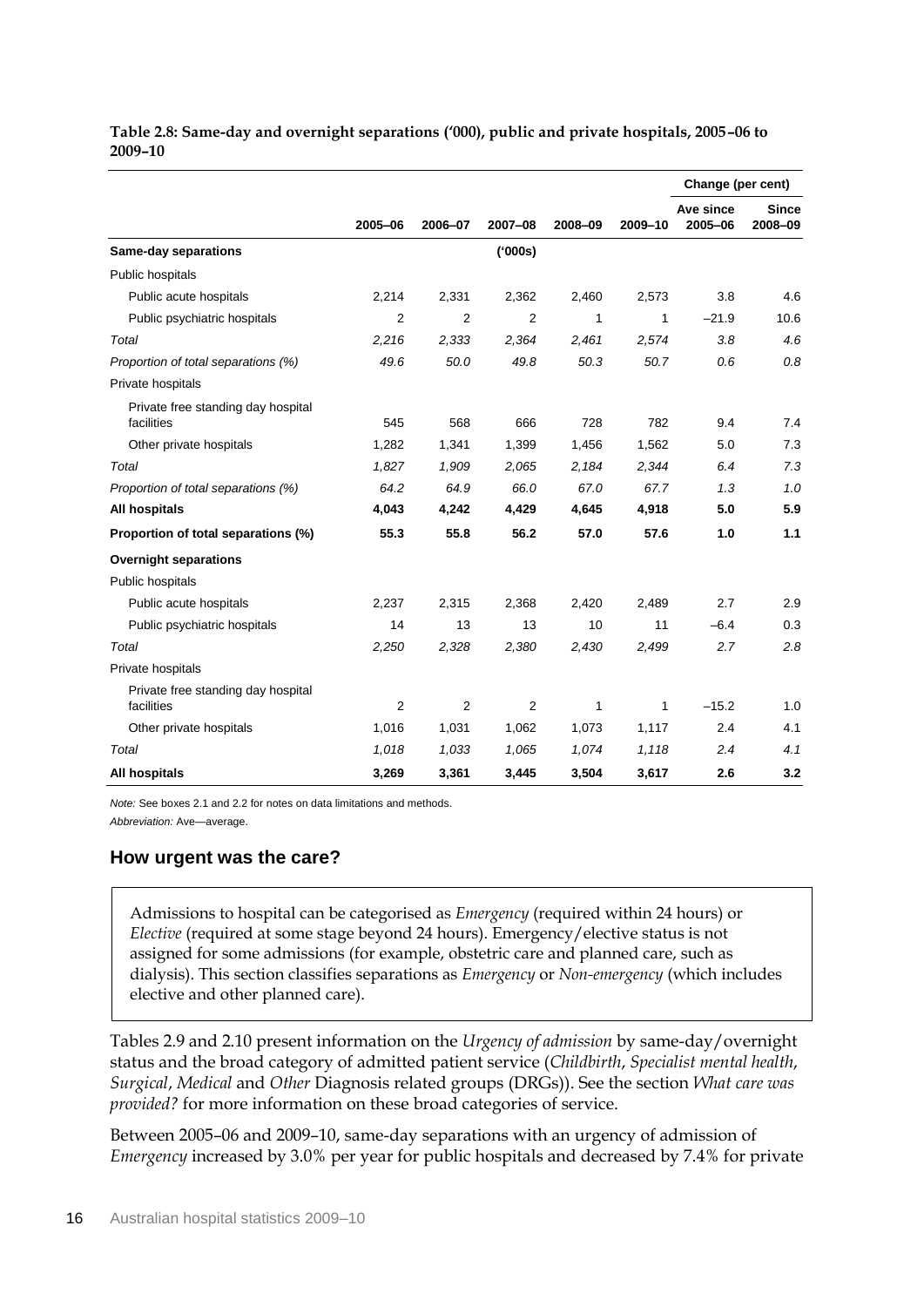**Table 2.8: Same-day and overnight separations ('000), public and private hospitals, 2005–06 to 2009–10**

| | 2005–06 | 2006–07 | 2007–08 | 2008–09 | 2009–10 | Change (per cent) Ave since 2005–06 | Since 2008–09 |
|---|---|---|---|---|---|---|---|
| **Same-day separations** | | | ('000s) | | | | |
| Public hospitals | | | | | | | |
| Public acute hospitals | 2,214 | 2,331 | 2,362 | 2,460 | 2,573 | 3.8 | 4.6 |
| Public psychiatric hospitals | 2 | 2 | 2 | 1 | 1 | –21.9 | 10.6 |
| *Total* | *2,216* | *2,333* | *2,364* | *2,461* | *2,574* | *3.8* | *4.6* |
| *Proportion of total separations (%)* | *49.6* | *50.0* | *49.8* | *50.3* | *50.7* | *0.6* | *0.8* |
| Private hospitals | | | | | | | |
| Private free standing day hospital facilities | 545 | 568 | 666 | 728 | 782 | 9.4 | 7.4 |
| Other private hospitals | 1,282 | 1,341 | 1,399 | 1,456 | 1,562 | 5.0 | 7.3 |
| *Total* | *1,827* | *1,909* | *2,065* | *2,184* | *2,344* | *6.4* | *7.3* |
| *Proportion of total separations (%)* | *64.2* | *64.9* | *66.0* | *67.0* | *67.7* | *1.3* | *1.0* |
| **All hospitals** | **4,043** | **4,242** | **4,429** | **4,645** | **4,918** | **5.0** | **5.9** |
| **Proportion of total separations (%)** | **55.3** | **55.8** | **56.2** | **57.0** | **57.6** | **1.0** | **1.1** |
| **Overnight separations** | | | | | | | |
| Public hospitals | | | | | | | |
| Public acute hospitals | 2,237 | 2,315 | 2,368 | 2,420 | 2,489 | 2.7 | 2.9 |
| Public psychiatric hospitals | 14 | 13 | 13 | 10 | 11 | –6.4 | 0.3 |
| *Total* | *2,250* | *2,328* | *2,380* | *2,430* | *2,499* | *2.7* | *2.8* |
| Private hospitals | | | | | | | |
| Private free standing day hospital facilities | 2 | 2 | 2 | 1 | 1 | –15.2 | 1.0 |
| Other private hospitals | 1,016 | 1,031 | 1,062 | 1,073 | 1,117 | 2.4 | 4.1 |
| *Total* | *1,018* | *1,033* | *1,065* | *1,074* | *1,118* | *2.4* | *4.1* |
| **All hospitals** | **3,269** | **3,361** | **3,445** | **3,504** | **3,617** | **2.6** | **3.2** |

*Note:* See boxes 2.1 and 2.2 for notes on data limitations and methods.

*Abbreviation:* Ave—average.

## How urgent was the care?

> Admissions to hospital can be categorised as *Emergency* (required within 24 hours) or *Elective* (required at some stage beyond 24 hours). Emergency/elective status is not assigned for some admissions (for example, obstetric care and planned care, such as dialysis). This section classifies separations as *Emergency* or *Non-emergency* (which includes elective and other planned care).

Tables 2.9 and 2.10 present information on the *Urgency of admission* by same-day/overnight status and the broad category of admitted patient service (*Childbirth*, *Specialist mental health*, *Surgical*, *Medical* and *Other* Diagnosis related groups (DRGs)). See the section *What care was provided?* for more information on these broad categories of service.

Between 2005–06 and 2009–10, same-day separations with an urgency of admission of *Emergency* increased by 3.0% per year for public hospitals and decreased by 7.4% for private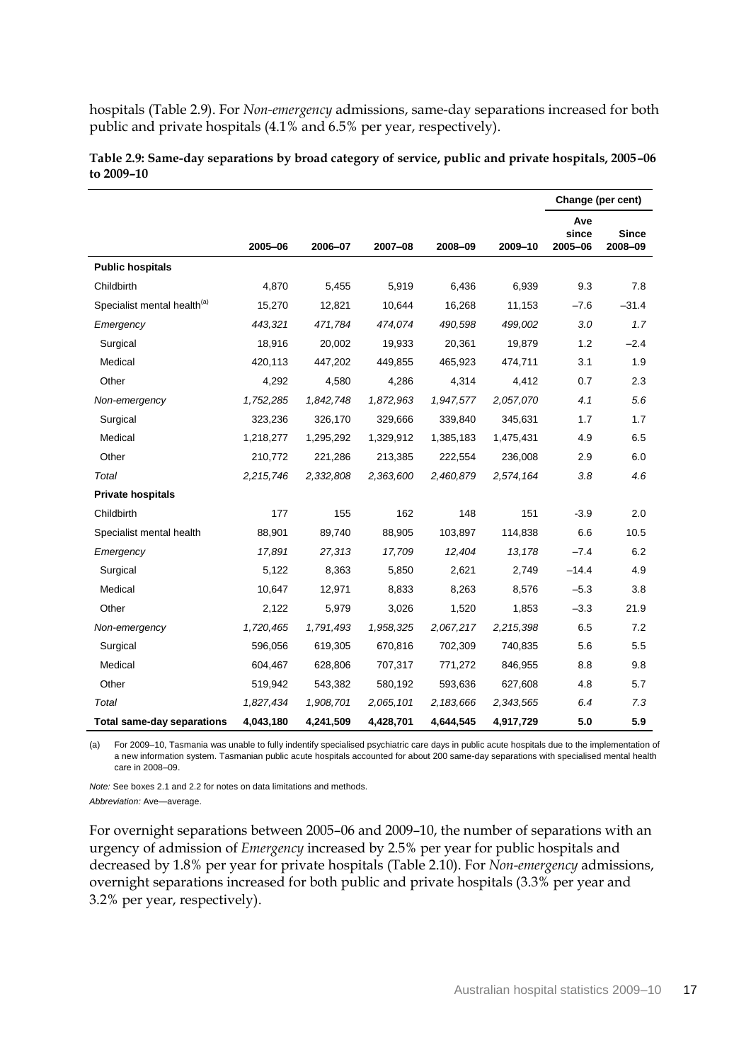hospitals (Table 2.9). For *Non-emergency* admissions, same-day separations increased for both public and private hospitals (4.1% and 6.5% per year, respectively).

**Table 2.9: Same-day separations by broad category of service, public and private hospitals, 2005–06 to 2009–10**

| | 2005–06 | 2006–07 | 2007–08 | 2008–09 | 2009–10 | Change (per cent) Ave since 2005–06 | Since 2008–09 |
|---|---|---|---|---|---|---|---|
| **Public hospitals** | | | | | | | |
| Childbirth | 4,870 | 5,455 | 5,919 | 6,436 | 6,939 | 9.3 | 7.8 |
| Specialist mental health[(a)] | 15,270 | 12,821 | 10,644 | 16,268 | 11,153 | –7.6 | –31.4 |
| *Emergency* | *443,321* | *471,784* | *474,074* | *490,598* | *499,002* | *3.0* | *1.7* |
| Surgical | 18,916 | 20,002 | 19,933 | 20,361 | 19,879 | 1.2 | –2.4 |
| Medical | 420,113 | 447,202 | 449,855 | 465,923 | 474,711 | 3.1 | 1.9 |
| Other | 4,292 | 4,580 | 4,286 | 4,314 | 4,412 | 0.7 | 2.3 |
| *Non-emergency* | *1,752,285* | *1,842,748* | *1,872,963* | *1,947,577* | *2,057,070* | *4.1* | *5.6* |
| Surgical | 323,236 | 326,170 | 329,666 | 339,840 | 345,631 | 1.7 | 1.7 |
| Medical | 1,218,277 | 1,295,292 | 1,329,912 | 1,385,183 | 1,475,431 | 4.9 | 6.5 |
| Other | 210,772 | 221,286 | 213,385 | 222,554 | 236,008 | 2.9 | 6.0 |
| *Total* | *2,215,746* | *2,332,808* | *2,363,600* | *2,460,879* | *2,574,164* | *3.8* | *4.6* |
| **Private hospitals** | | | | | | | |
| Childbirth | 177 | 155 | 162 | 148 | 151 | -3.9 | 2.0 |
| Specialist mental health | 88,901 | 89,740 | 88,905 | 103,897 | 114,838 | 6.6 | 10.5 |
| *Emergency* | *17,891* | *27,313* | *17,709* | *12,404* | *13,178* | *–7.4* | *6.2* |
| Surgical | 5,122 | 8,363 | 5,850 | 2,621 | 2,749 | –14.4 | 4.9 |
| Medical | 10,647 | 12,971 | 8,833 | 8,263 | 8,576 | –5.3 | 3.8 |
| Other | 2,122 | 5,979 | 3,026 | 1,520 | 1,853 | –3.3 | 21.9 |
| *Non-emergency* | *1,720,465* | *1,791,493* | *1,958,325* | *2,067,217* | *2,215,398* | *6.5* | *7.2* |
| Surgical | 596,056 | 619,305 | 670,816 | 702,309 | 740,835 | 5.6 | 5.5 |
| Medical | 604,467 | 628,806 | 707,317 | 771,272 | 846,955 | 8.8 | 9.8 |
| Other | 519,942 | 543,382 | 580,192 | 593,636 | 627,608 | 4.8 | 5.7 |
| *Total* | *1,827,434* | *1,908,701* | *2,065,101* | *2,183,666* | *2,343,565* | *6.4* | *7.3* |
| **Total same-day separations** | **4,043,180** | **4,241,509** | **4,428,701** | **4,644,545** | **4,917,729** | **5.0** | **5.9** |

(a) For 2009–10, Tasmania was unable to fully indentify specialised psychiatric care days in public acute hospitals due to the implementation of a new information system. Tasmanian public acute hospitals accounted for about 200 same-day separations with specialised mental health care in 2008–09.

*Note:* See boxes 2.1 and 2.2 for notes on data limitations and methods.

*Abbreviation:* Ave—average.

For overnight separations between 2005–06 and 2009–10, the number of separations with an urgency of admission of *Emergency* increased by 2.5% per year for public hospitals and decreased by 1.8% per year for private hospitals (Table 2.10). For *Non-emergency* admissions, overnight separations increased for both public and private hospitals (3.3% per year and 3.2% per year, respectively).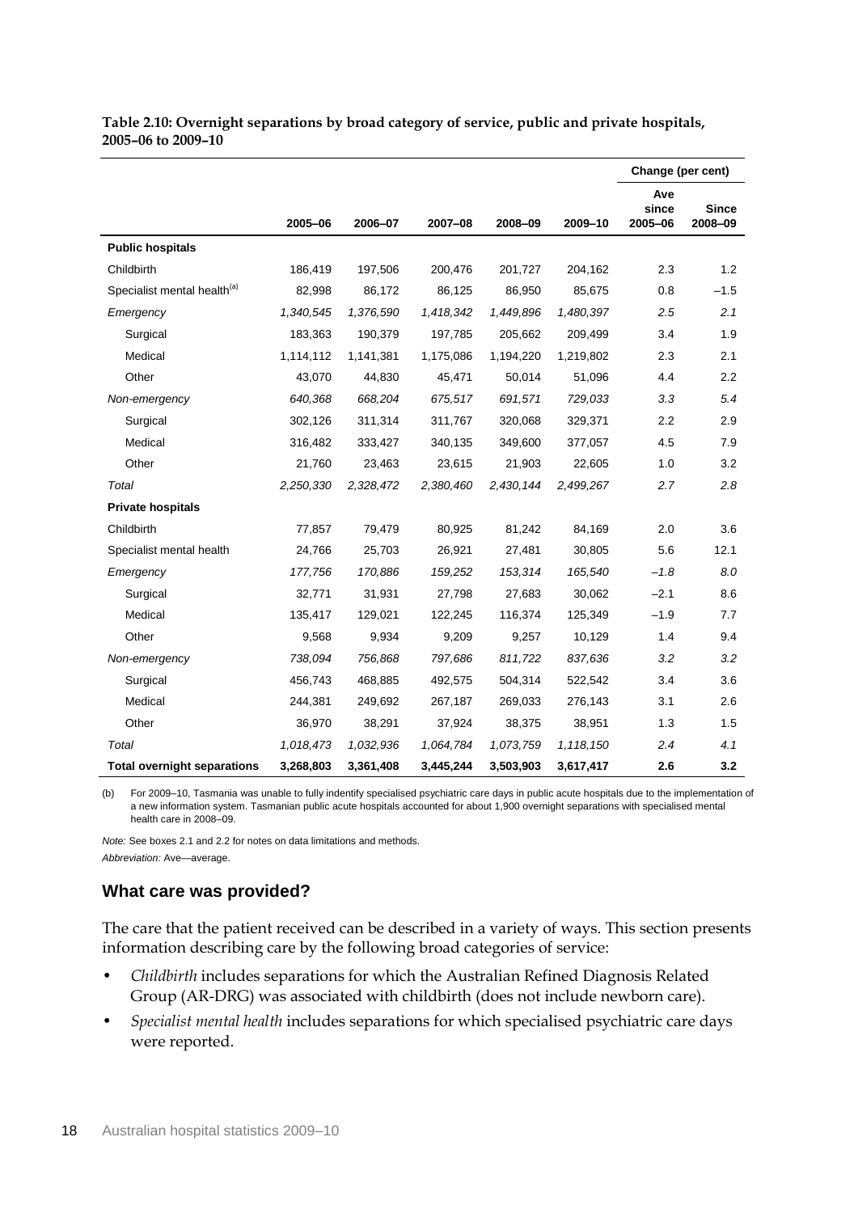**Table 2.10: Overnight separations by broad category of service, public and private hospitals, 2005–06 to 2009–10**

| | 2005–06 | 2006–07 | 2007–08 | 2008–09 | 2009–10 | Change (per cent) Ave since 2005–06 | Since 2008–09 |
|---|---|---|---|---|---|---|---|
| **Public hospitals** | | | | | | | |
| Childbirth | 186,419 | 197,506 | 200,476 | 201,727 | 204,162 | 2.3 | 1.2 |
| Specialist mental health[(a)] | 82,998 | 86,172 | 86,125 | 86,950 | 85,675 | 0.8 | –1.5 |
| *Emergency* | *1,340,545* | *1,376,590* | *1,418,342* | *1,449,896* | *1,480,397* | *2.5* | *2.1* |
| Surgical | 183,363 | 190,379 | 197,785 | 205,662 | 209,499 | 3.4 | 1.9 |
| Medical | 1,114,112 | 1,141,381 | 1,175,086 | 1,194,220 | 1,219,802 | 2.3 | 2.1 |
| Other | 43,070 | 44,830 | 45,471 | 50,014 | 51,096 | 4.4 | 2.2 |
| *Non-emergency* | *640,368* | *668,204* | *675,517* | *691,571* | *729,033* | *3.3* | *5.4* |
| Surgical | 302,126 | 311,314 | 311,767 | 320,068 | 329,371 | 2.2 | 2.9 |
| Medical | 316,482 | 333,427 | 340,135 | 349,600 | 377,057 | 4.5 | 7.9 |
| Other | 21,760 | 23,463 | 23,615 | 21,903 | 22,605 | 1.0 | 3.2 |
| *Total* | *2,250,330* | *2,328,472* | *2,380,460* | *2,430,144* | *2,499,267* | *2.7* | *2.8* |
| **Private hospitals** | | | | | | | |
| Childbirth | 77,857 | 79,479 | 80,925 | 81,242 | 84,169 | 2.0 | 3.6 |
| Specialist mental health | 24,766 | 25,703 | 26,921 | 27,481 | 30,805 | 5.6 | 12.1 |
| *Emergency* | *177,756* | *170,886* | *159,252* | *153,314* | *165,540* | *–1.8* | *8.0* |
| Surgical | 32,771 | 31,931 | 27,798 | 27,683 | 30,062 | –2.1 | 8.6 |
| Medical | 135,417 | 129,021 | 122,245 | 116,374 | 125,349 | –1.9 | 7.7 |
| Other | 9,568 | 9,934 | 9,209 | 9,257 | 10,129 | 1.4 | 9.4 |
| *Non-emergency* | *738,094* | *756,868* | *797,686* | *811,722* | *837,636* | *3.2* | *3.2* |
| Surgical | 456,743 | 468,885 | 492,575 | 504,314 | 522,542 | 3.4 | 3.6 |
| Medical | 244,381 | 249,692 | 267,187 | 269,033 | 276,143 | 3.1 | 2.6 |
| Other | 36,970 | 38,291 | 37,924 | 38,375 | 38,951 | 1.3 | 1.5 |
| *Total* | *1,018,473* | *1,032,936* | *1,064,784* | *1,073,759* | *1,118,150* | *2.4* | *4.1* |
| **Total overnight separations** | **3,268,803** | **3,361,408** | **3,445,244** | **3,503,903** | **3,617,417** | **2.6** | **3.2** |

(b) For 2009–10, Tasmania was unable to fully indentify specialised psychiatric care days in public acute hospitals due to the implementation of a new information system. Tasmanian public acute hospitals accounted for about 1,900 overnight separations with specialised mental health care in 2008–09.

*Note:* See boxes 2.1 and 2.2 for notes on data limitations and methods.

*Abbreviation:* Ave—average.

## What care was provided?

The care that the patient received can be described in a variety of ways. This section presents information describing care by the following broad categories of service:

- *Childbirth* includes separations for which the Australian Refined Diagnosis Related Group (AR-DRG) was associated with childbirth (does not include newborn care).
- *Specialist mental health* includes separations for which specialised psychiatric care days were reported.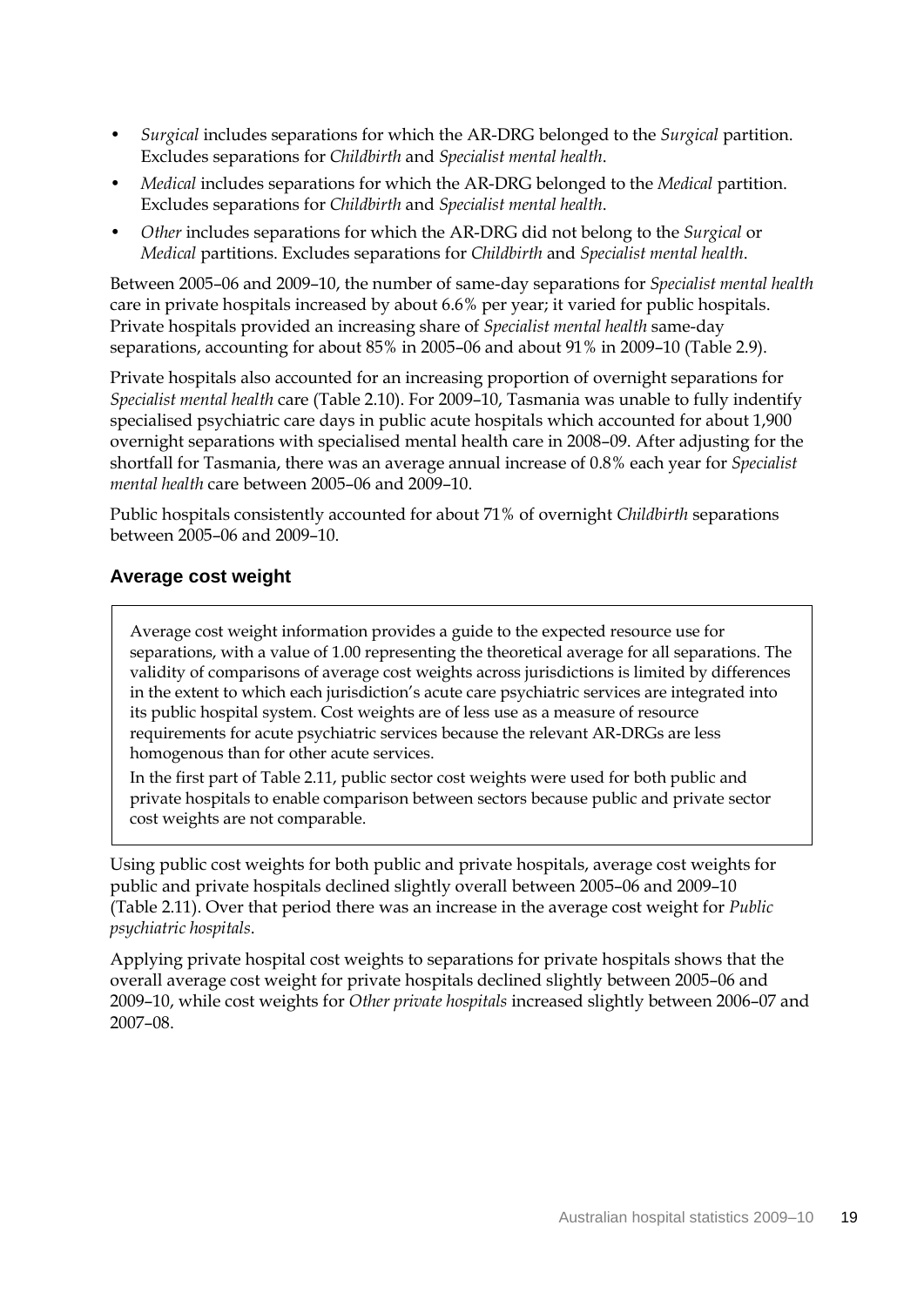- *Surgical* includes separations for which the AR-DRG belonged to the *Surgical* partition. Excludes separations for *Childbirth* and *Specialist mental health*.
- *Medical* includes separations for which the AR-DRG belonged to the *Medical* partition. Excludes separations for *Childbirth* and *Specialist mental health*.
- *Other* includes separations for which the AR-DRG did not belong to the *Surgical* or *Medical* partitions. Excludes separations for *Childbirth* and *Specialist mental health*.

Between 2005–06 and 2009–10, the number of same-day separations for *Specialist mental health* care in private hospitals increased by about 6.6% per year; it varied for public hospitals. Private hospitals provided an increasing share of *Specialist mental health* same-day separations, accounting for about 85% in 2005–06 and about 91% in 2009–10 (Table 2.9).

Private hospitals also accounted for an increasing proportion of overnight separations for *Specialist mental health* care (Table 2.10). For 2009–10, Tasmania was unable to fully indentify specialised psychiatric care days in public acute hospitals which accounted for about 1,900 overnight separations with specialised mental health care in 2008–09. After adjusting for the shortfall for Tasmania, there was an average annual increase of 0.8% each year for *Specialist mental health* care between 2005–06 and 2009–10.

Public hospitals consistently accounted for about 71% of overnight *Childbirth* separations between 2005–06 and 2009–10.

### Average cost weight

Average cost weight information provides a guide to the expected resource use for separations, with a value of 1.00 representing the theoretical average for all separations. The validity of comparisons of average cost weights across jurisdictions is limited by differences in the extent to which each jurisdiction's acute care psychiatric services are integrated into its public hospital system. Cost weights are of less use as a measure of resource requirements for acute psychiatric services because the relevant AR-DRGs are less homogenous than for other acute services.

In the first part of Table 2.11, public sector cost weights were used for both public and private hospitals to enable comparison between sectors because public and private sector cost weights are not comparable.

Using public cost weights for both public and private hospitals, average cost weights for public and private hospitals declined slightly overall between 2005–06 and 2009–10 (Table 2.11). Over that period there was an increase in the average cost weight for *Public psychiatric hospitals*.

Applying private hospital cost weights to separations for private hospitals shows that the overall average cost weight for private hospitals declined slightly between 2005–06 and 2009–10, while cost weights for *Other private hospitals* increased slightly between 2006–07 and 2007–08.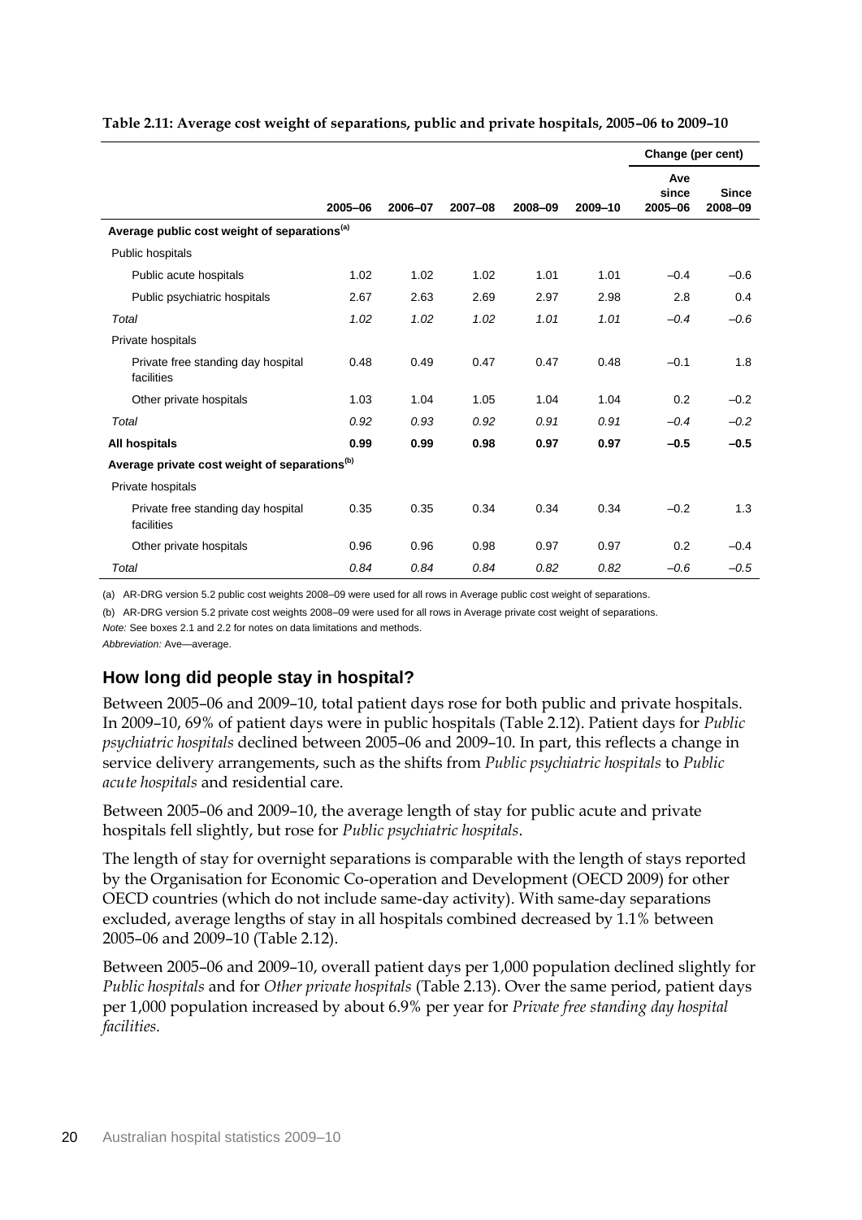**Table 2.11: Average cost weight of separations, public and private hospitals, 2005–06 to 2009–10**

| | 2005–06 | 2006–07 | 2007–08 | 2008–09 | 2009–10 | Change (per cent) Ave since 2005–06 | Since 2008–09 |
|---|---|---|---|---|---|---|---|
| **Average public cost weight of separations**[(a)] | | | | | | | |
| Public hospitals | | | | | | | |
| Public acute hospitals | 1.02 | 1.02 | 1.02 | 1.01 | 1.01 | –0.4 | –0.6 |
| Public psychiatric hospitals | 2.67 | 2.63 | 2.69 | 2.97 | 2.98 | 2.8 | 0.4 |
| *Total* | *1.02* | *1.02* | *1.02* | *1.01* | *1.01* | *–0.4* | *–0.6* |
| Private hospitals | | | | | | | |
| Private free standing day hospital facilities | 0.48 | 0.49 | 0.47 | 0.47 | 0.48 | –0.1 | 1.8 |
| Other private hospitals | 1.03 | 1.04 | 1.05 | 1.04 | 1.04 | 0.2 | –0.2 |
| *Total* | *0.92* | *0.93* | *0.92* | *0.91* | *0.91* | *–0.4* | *–0.2* |
| **All hospitals** | **0.99** | **0.99** | **0.98** | **0.97** | **0.97** | **–0.5** | **–0.5** |
| **Average private cost weight of separations**[(b)] | | | | | | | |
| Private hospitals | | | | | | | |
| Private free standing day hospital facilities | 0.35 | 0.35 | 0.34 | 0.34 | 0.34 | –0.2 | 1.3 |
| Other private hospitals | 0.96 | 0.96 | 0.98 | 0.97 | 0.97 | 0.2 | –0.4 |
| *Total* | *0.84* | *0.84* | *0.84* | *0.82* | *0.82* | *–0.6* | *–0.5* |

(a) AR-DRG version 5.2 public cost weights 2008–09 were used for all rows in Average public cost weight of separations.

(b) AR-DRG version 5.2 private cost weights 2008–09 were used for all rows in Average private cost weight of separations.

*Note:* See boxes 2.1 and 2.2 for notes on data limitations and methods.

*Abbreviation:* Ave—average.

## How long did people stay in hospital?

Between 2005–06 and 2009–10, total patient days rose for both public and private hospitals. In 2009–10, 69% of patient days were in public hospitals (Table 2.12). Patient days for *Public psychiatric hospitals* declined between 2005–06 and 2009–10. In part, this reflects a change in service delivery arrangements, such as the shifts from *Public psychiatric hospitals* to *Public acute hospitals* and residential care.

Between 2005–06 and 2009–10, the average length of stay for public acute and private hospitals fell slightly, but rose for *Public psychiatric hospitals*.

The length of stay for overnight separations is comparable with the length of stays reported by the Organisation for Economic Co-operation and Development (OECD 2009) for other OECD countries (which do not include same-day activity). With same-day separations excluded, average lengths of stay in all hospitals combined decreased by 1.1% between 2005–06 and 2009–10 (Table 2.12).

Between 2005–06 and 2009–10, overall patient days per 1,000 population declined slightly for *Public hospitals* and for *Other private hospitals* (Table 2.13). Over the same period, patient days per 1,000 population increased by about 6.9% per year for *Private free standing day hospital facilities*.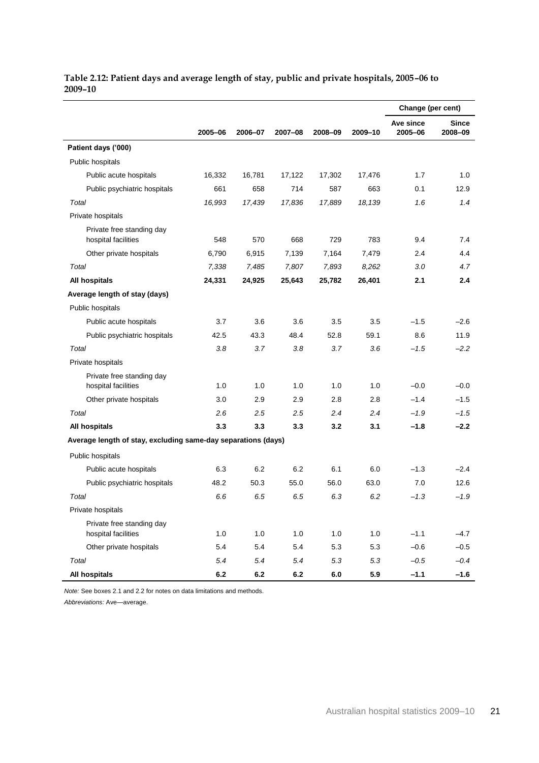**Table 2.12: Patient days and average length of stay, public and private hospitals, 2005–06 to 2009–10**

| | 2005–06 | 2006–07 | 2007–08 | 2008–09 | 2009–10 | Change (per cent) Ave since 2005–06 | Since 2008–09 |
|---|---|---|---|---|---|---|---|
| **Patient days ('000)** | | | | | | | |
| Public hospitals | | | | | | | |
| Public acute hospitals | 16,332 | 16,781 | 17,122 | 17,302 | 17,476 | 1.7 | 1.0 |
| Public psychiatric hospitals | 661 | 658 | 714 | 587 | 663 | 0.1 | 12.9 |
| *Total* | *16,993* | *17,439* | *17,836* | *17,889* | *18,139* | *1.6* | *1.4* |
| Private hospitals | | | | | | | |
| Private free standing day hospital facilities | 548 | 570 | 668 | 729 | 783 | 9.4 | 7.4 |
| Other private hospitals | 6,790 | 6,915 | 7,139 | 7,164 | 7,479 | 2.4 | 4.4 |
| *Total* | *7,338* | *7,485* | *7,807* | *7,893* | *8,262* | *3.0* | *4.7* |
| **All hospitals** | **24,331** | **24,925** | **25,643** | **25,782** | **26,401** | **2.1** | **2.4** |
| **Average length of stay (days)** | | | | | | | |
| Public hospitals | | | | | | | |
| Public acute hospitals | 3.7 | 3.6 | 3.6 | 3.5 | 3.5 | –1.5 | –2.6 |
| Public psychiatric hospitals | 42.5 | 43.3 | 48.4 | 52.8 | 59.1 | 8.6 | 11.9 |
| *Total* | *3.8* | *3.7* | *3.8* | *3.7* | *3.6* | *–1.5* | *–2.2* |
| Private hospitals | | | | | | | |
| Private free standing day hospital facilities | 1.0 | 1.0 | 1.0 | 1.0 | 1.0 | –0.0 | –0.0 |
| Other private hospitals | 3.0 | 2.9 | 2.9 | 2.8 | 2.8 | –1.4 | –1.5 |
| *Total* | *2.6* | *2.5* | *2.5* | *2.4* | *2.4* | *–1.9* | *–1.5* |
| **All hospitals** | **3.3** | **3.3** | **3.3** | **3.2** | **3.1** | **–1.8** | **–2.2** |
| **Average length of stay, excluding same-day separations (days)** | | | | | | | |
| Public hospitals | | | | | | | |
| Public acute hospitals | 6.3 | 6.2 | 6.2 | 6.1 | 6.0 | –1.3 | –2.4 |
| Public psychiatric hospitals | 48.2 | 50.3 | 55.0 | 56.0 | 63.0 | 7.0 | 12.6 |
| *Total* | *6.6* | *6.5* | *6.5* | *6.3* | *6.2* | *–1.3* | *–1.9* |
| Private hospitals | | | | | | | |
| Private free standing day hospital facilities | 1.0 | 1.0 | 1.0 | 1.0 | 1.0 | –1.1 | –4.7 |
| Other private hospitals | 5.4 | 5.4 | 5.4 | 5.3 | 5.3 | –0.6 | –0.5 |
| *Total* | *5.4* | *5.4* | *5.4* | *5.3* | *5.3* | *–0.5* | *–0.4* |
| **All hospitals** | **6.2** | **6.2** | **6.2** | **6.0** | **5.9** | **–1.1** | **–1.6** |

*Note:* See boxes 2.1 and 2.2 for notes on data limitations and methods.

*Abbreviations:* Ave—average.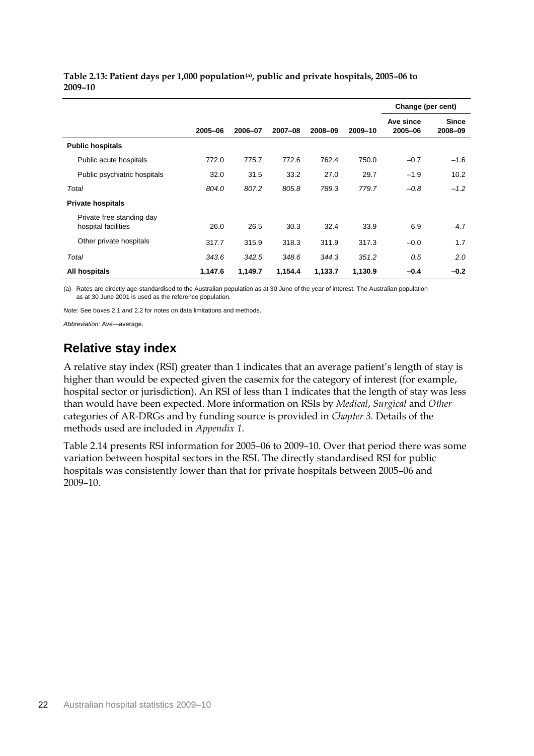**Table 2.13: Patient days per 1,000 population[(a)], public and private hospitals, 2005–06 to 2009–10**

| | | | | | | Change (per cent) | |
|---|---|---|---|---|---|---|---|
| | 2005–06 | 2006–07 | 2007–08 | 2008–09 | 2009–10 | Ave since 2005–06 | Since 2008–09 |
| **Public hospitals** | | | | | | | |
| Public acute hospitals | 772.0 | 775.7 | 772.6 | 762.4 | 750.0 | –0.7 | –1.6 |
| Public psychiatric hospitals | 32.0 | 31.5 | 33.2 | 27.0 | 29.7 | –1.9 | 10.2 |
| *Total* | *804.0* | *807.2* | *805.8* | *789.3* | *779.7* | *–0.8* | *–1.2* |
| **Private hospitals** | | | | | | | |
| Private free standing day hospital facilities | 26.0 | 26.5 | 30.3 | 32.4 | 33.9 | 6.9 | 4.7 |
| Other private hospitals | 317.7 | 315.9 | 318.3 | 311.9 | 317.3 | –0.0 | 1.7 |
| *Total* | *343.6* | *342.5* | *348.6* | *344.3* | *351.2* | *0.5* | *2.0* |
| **All hospitals** | **1,147.6** | **1,149.7** | **1,154.4** | **1,133.7** | **1,130.9** | **–0.4** | **–0.2** |

(a) Rates are directly age-standardised to the Australian population as at 30 June of the year of interest. The Australian population as at 30 June 2001 is used as the reference population.

*Note:* See boxes 2.1 and 2.2 for notes on data limitations and methods.

*Abbreviation:* Ave—average.

## Relative stay index

A relative stay index (RSI) greater than 1 indicates that an average patient's length of stay is higher than would be expected given the casemix for the category of interest (for example, hospital sector or jurisdiction). An RSI of less than 1 indicates that the length of stay was less than would have been expected. More information on RSIs by *Medical*, *Surgical* and *Other* categories of AR-DRGs and by funding source is provided in *Chapter 3.* Details of the methods used are included in *Appendix 1*.

Table 2.14 presents RSI information for 2005–06 to 2009–10. Over that period there was some variation between hospital sectors in the RSI. The directly standardised RSI for public hospitals was consistently lower than that for private hospitals between 2005–06 and 2009–10.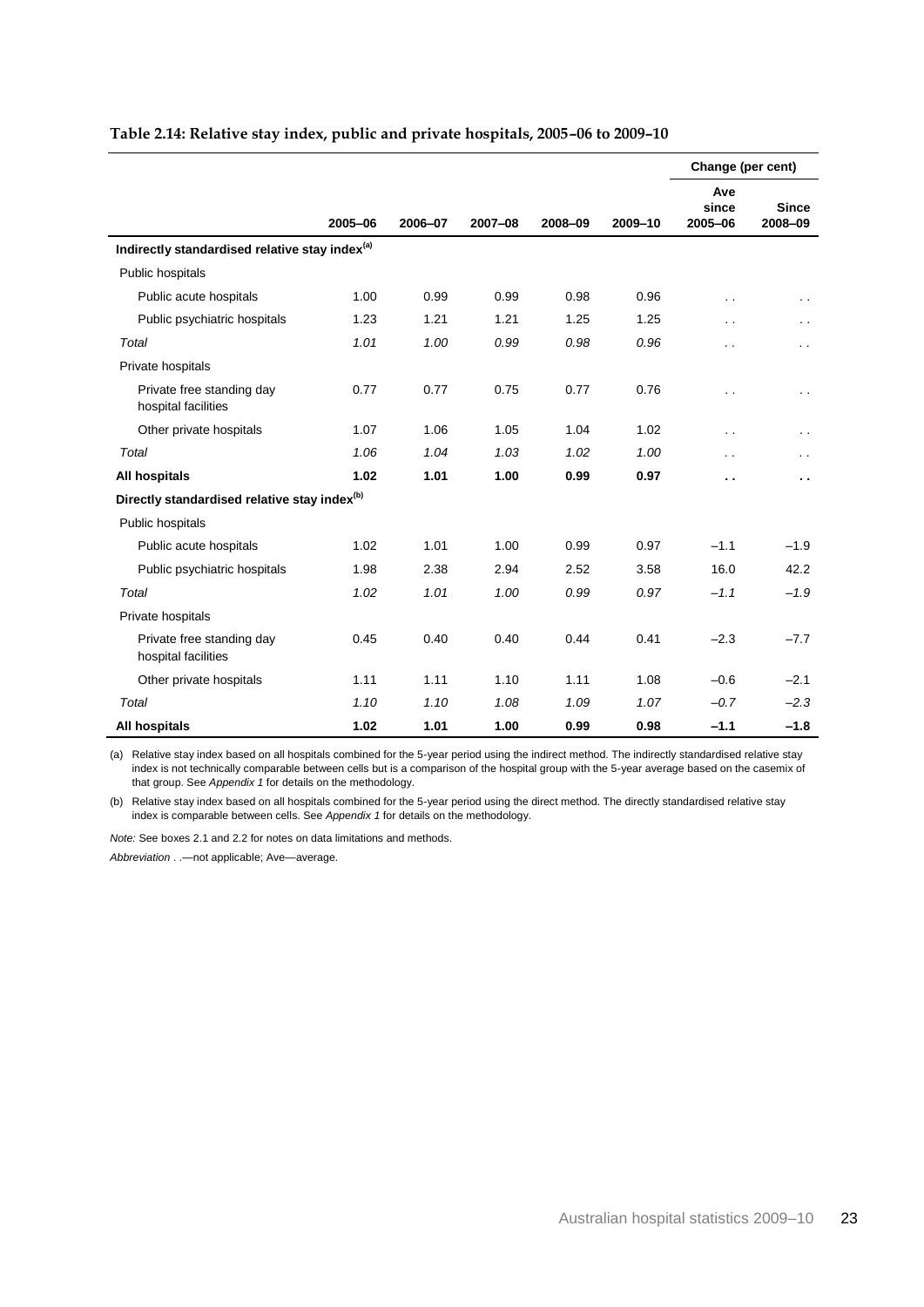**Table 2.14: Relative stay index, public and private hospitals, 2005–06 to 2009–10**

| | 2005–06 | 2006–07 | 2007–08 | 2008–09 | 2009–10 | Change (per cent) | |
|---|---|---|---|---|---|---|---|
| | | | | | | Ave since 2005–06 | Since 2008–09 |
| **Indirectly standardised relative stay index[(a)]** | | | | | | | |
| Public hospitals | | | | | | | |
| Public acute hospitals | 1.00 | 0.99 | 0.99 | 0.98 | 0.96 | . . | . . |
| Public psychiatric hospitals | 1.23 | 1.21 | 1.21 | 1.25 | 1.25 | . . | . . |
| *Total* | *1.01* | *1.00* | *0.99* | *0.98* | *0.96* | . . | . . |
| Private hospitals | | | | | | | |
| Private free standing day hospital facilities | 0.77 | 0.77 | 0.75 | 0.77 | 0.76 | . . | . . |
| Other private hospitals | 1.07 | 1.06 | 1.05 | 1.04 | 1.02 | . . | . . |
| *Total* | *1.06* | *1.04* | *1.03* | *1.02* | *1.00* | . . | . . |
| **All hospitals** | **1.02** | **1.01** | **1.00** | **0.99** | **0.97** | **. .** | **. .** |
| **Directly standardised relative stay index[(b)]** | | | | | | | |
| Public hospitals | | | | | | | |
| Public acute hospitals | 1.02 | 1.01 | 1.00 | 0.99 | 0.97 | –1.1 | –1.9 |
| Public psychiatric hospitals | 1.98 | 2.38 | 2.94 | 2.52 | 3.58 | 16.0 | 42.2 |
| *Total* | *1.02* | *1.01* | *1.00* | *0.99* | *0.97* | *–1.1* | *–1.9* |
| Private hospitals | | | | | | | |
| Private free standing day hospital facilities | 0.45 | 0.40 | 0.40 | 0.44 | 0.41 | –2.3 | –7.7 |
| Other private hospitals | 1.11 | 1.11 | 1.10 | 1.11 | 1.08 | –0.6 | –2.1 |
| *Total* | *1.10* | *1.10* | *1.08* | *1.09* | *1.07* | *–0.7* | *–2.3* |
| **All hospitals** | **1.02** | **1.01** | **1.00** | **0.99** | **0.98** | **–1.1** | **–1.8** |

(a) Relative stay index based on all hospitals combined for the 5-year period using the indirect method. The indirectly standardised relative stay index is not technically comparable between cells but is a comparison of the hospital group with the 5-year average based on the casemix of that group. See *Appendix 1* for details on the methodology.

(b) Relative stay index based on all hospitals combined for the 5-year period using the direct method. The directly standardised relative stay index is comparable between cells. See *Appendix 1* for details on the methodology.

*Note:* See boxes 2.1 and 2.2 for notes on data limitations and methods.

*Abbreviation* . .—not applicable; Ave—average.